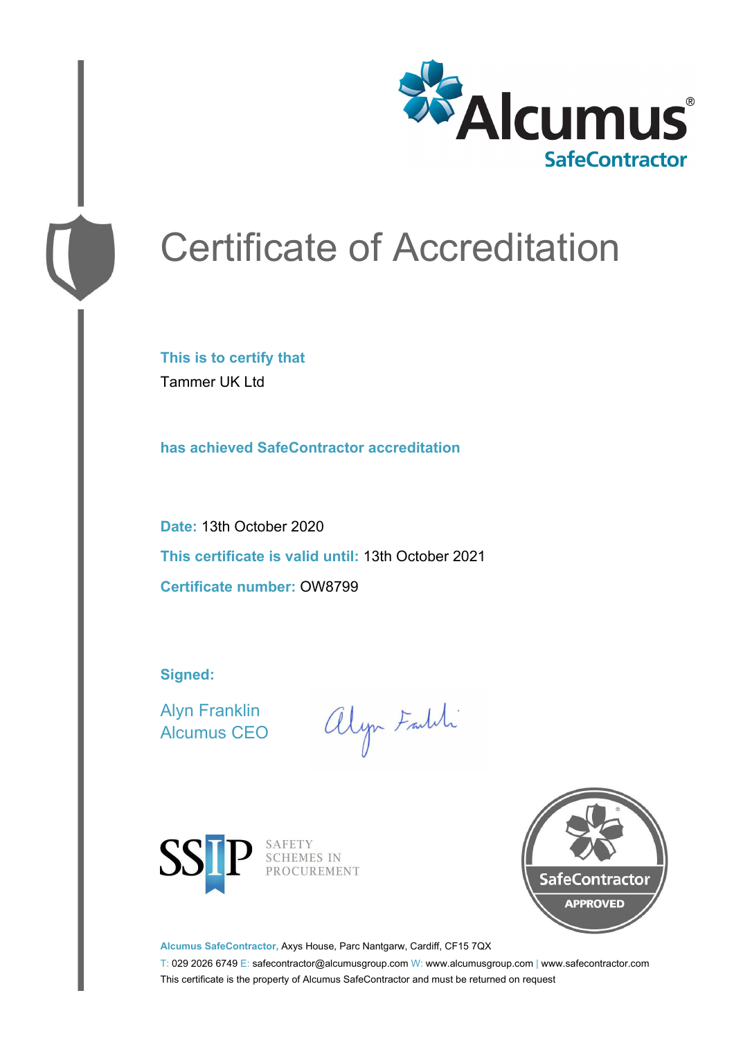Alcumus®
SafeContractor

# Certificate of Accreditation

**This is to certify that**

Tammer UK Ltd

**has achieved SafeContractor accreditation**

**Date:** 13th October 2020

**This certificate is valid until:** 13th October 2021

**Certificate number:** OW8799

**Signed:**

Alyn Franklin
Alcumus CEO

SSIP SAFETY SCHEMES IN PROCUREMENT

SafeContractor APPROVED

**Alcumus SafeContractor,** Axys House, Parc Nantgarw, Cardiff, CF15 7QX

T: 029 2026 6749 E: safecontractor@alcumusgroup.com W: www.alcumusgroup.com | www.safecontractor.com

This certificate is the property of Alcumus SafeContractor and must be returned on request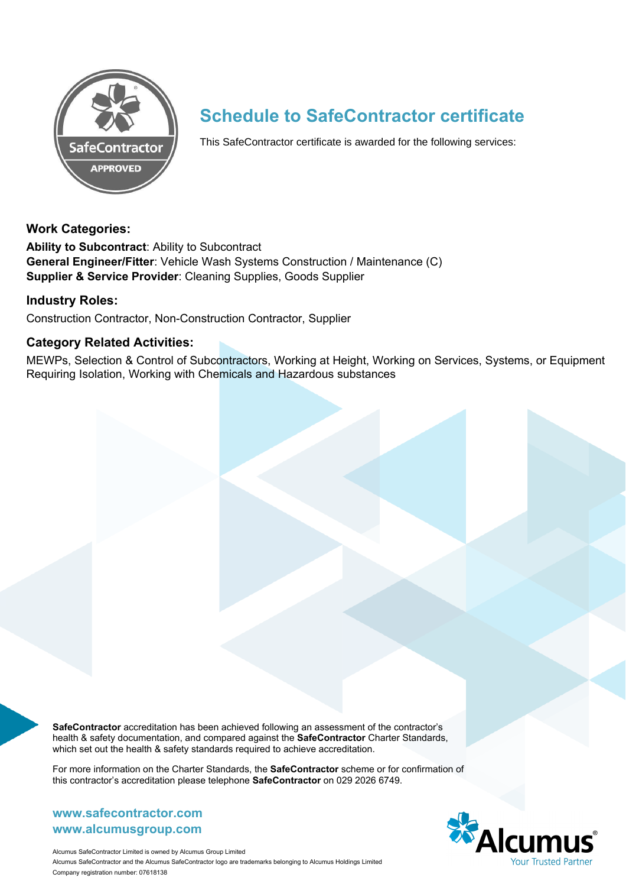# Schedule to SafeContractor certificate

This SafeContractor certificate is awarded for the following services:

## Work Categories:

**Ability to Subcontract**: Ability to Subcontract
**General Engineer/Fitter**: Vehicle Wash Systems Construction / Maintenance (C)
**Supplier & Service Provider**: Cleaning Supplies, Goods Supplier

## Industry Roles:

Construction Contractor, Non-Construction Contractor, Supplier

## Category Related Activities:

MEWPs, Selection & Control of Subcontractors, Working at Height, Working on Services, Systems, or Equipment Requiring Isolation, Working with Chemicals and Hazardous substances

**SafeContractor** accreditation has been achieved following an assessment of the contractor's health & safety documentation, and compared against the **SafeContractor** Charter Standards, which set out the health & safety standards required to achieve accreditation.

For more information on the Charter Standards, the **SafeContractor** scheme or for confirmation of this contractor's accreditation please telephone **SafeContractor** on 029 2026 6749.

**www.safecontractor.com**
**www.alcumusgroup.com**

Alcumus SafeContractor Limited is owned by Alcumus Group Limited
Alcumus SafeContractor and the Alcumus SafeContractor logo are trademarks belonging to Alcumus Holdings Limited
Company registration number: 07618138